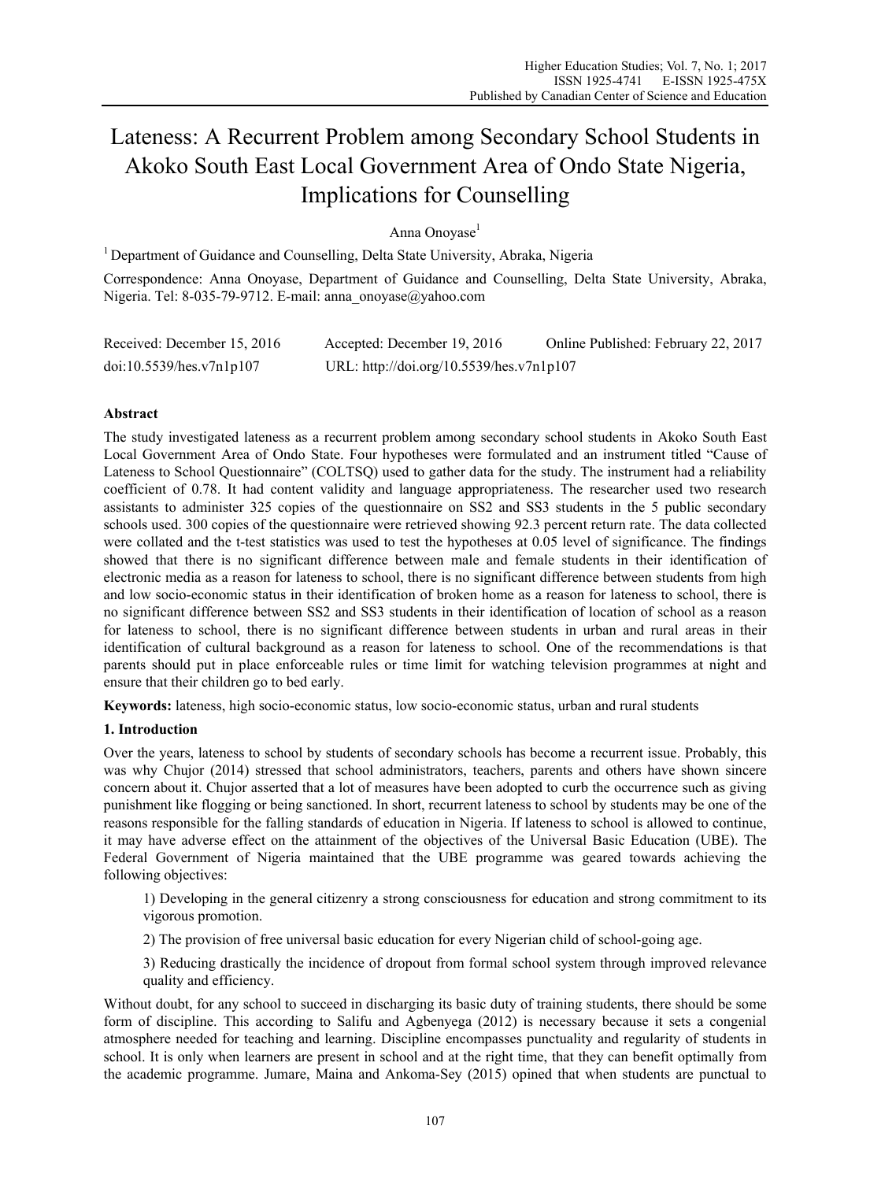# Lateness: A Recurrent Problem among Secondary School Students in Akoko South East Local Government Area of Ondo State Nigeria, Implications for Counselling

Anna Onoyase[1]

[1] Department of Guidance and Counselling, Delta State University, Abraka, Nigeria

Correspondence: Anna Onoyase, Department of Guidance and Counselling, Delta State University, Abraka, Nigeria. Tel: 8-035-79-9712. E-mail: anna_onoyase@yahoo.com

Received: December 15, 2016 Accepted: December 19, 2016 Online Published: February 22, 2017

doi:10.5539/hes.v7n1p107 URL: http://doi.org/10.5539/hes.v7n1p107

## Abstract

The study investigated lateness as a recurrent problem among secondary school students in Akoko South East Local Government Area of Ondo State. Four hypotheses were formulated and an instrument titled "Cause of Lateness to School Questionnaire" (COLTSQ) used to gather data for the study. The instrument had a reliability coefficient of 0.78. It had content validity and language appropriateness. The researcher used two research assistants to administer 325 copies of the questionnaire on SS2 and SS3 students in the 5 public secondary schools used. 300 copies of the questionnaire were retrieved showing 92.3 percent return rate. The data collected were collated and the t-test statistics was used to test the hypotheses at 0.05 level of significance. The findings showed that there is no significant difference between male and female students in their identification of electronic media as a reason for lateness to school, there is no significant difference between students from high and low socio-economic status in their identification of broken home as a reason for lateness to school, there is no significant difference between SS2 and SS3 students in their identification of location of school as a reason for lateness to school, there is no significant difference between students in urban and rural areas in their identification of cultural background as a reason for lateness to school. One of the recommendations is that parents should put in place enforceable rules or time limit for watching television programmes at night and ensure that their children go to bed early.

**Keywords:** lateness, high socio-economic status, low socio-economic status, urban and rural students

## 1. Introduction

Over the years, lateness to school by students of secondary schools has become a recurrent issue. Probably, this was why Chujor (2014) stressed that school administrators, teachers, parents and others have shown sincere concern about it. Chujor asserted that a lot of measures have been adopted to curb the occurrence such as giving punishment like flogging or being sanctioned. In short, recurrent lateness to school by students may be one of the reasons responsible for the falling standards of education in Nigeria. If lateness to school is allowed to continue, it may have adverse effect on the attainment of the objectives of the Universal Basic Education (UBE). The Federal Government of Nigeria maintained that the UBE programme was geared towards achieving the following objectives:

> 1) Developing in the general citizenry a strong consciousness for education and strong commitment to its vigorous promotion.
>
> 2) The provision of free universal basic education for every Nigerian child of school-going age.
>
> 3) Reducing drastically the incidence of dropout from formal school system through improved relevance quality and efficiency.

Without doubt, for any school to succeed in discharging its basic duty of training students, there should be some form of discipline. This according to Salifu and Agbenyega (2012) is necessary because it sets a congenial atmosphere needed for teaching and learning. Discipline encompasses punctuality and regularity of students in school. It is only when learners are present in school and at the right time, that they can benefit optimally from the academic programme. Jumare, Maina and Ankoma-Sey (2015) opined that when students are punctual to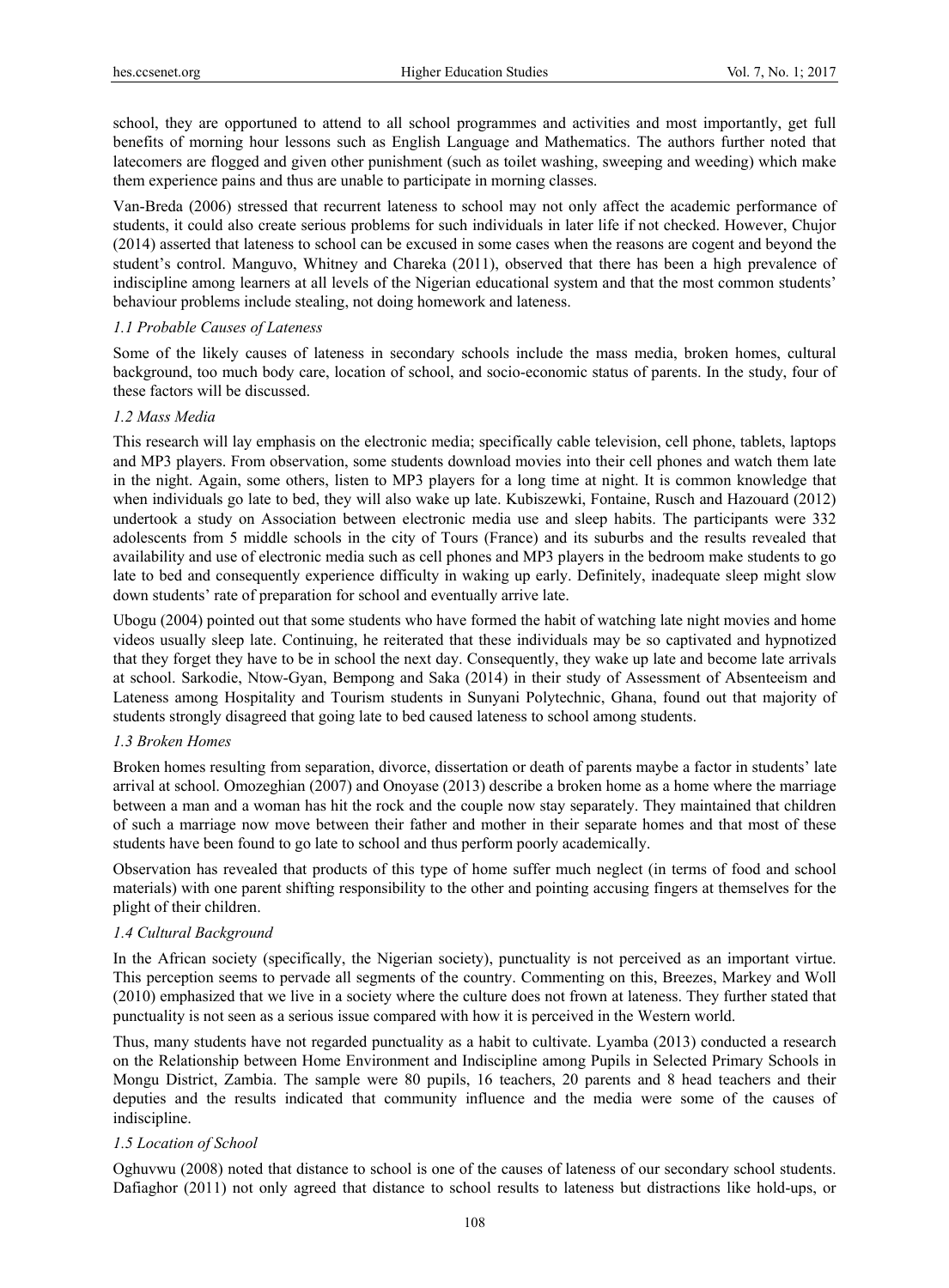school, they are opportuned to attend to all school programmes and activities and most importantly, get full benefits of morning hour lessons such as English Language and Mathematics. The authors further noted that latecomers are flogged and given other punishment (such as toilet washing, sweeping and weeding) which make them experience pains and thus are unable to participate in morning classes.

Van-Breda (2006) stressed that recurrent lateness to school may not only affect the academic performance of students, it could also create serious problems for such individuals in later life if not checked. However, Chujor (2014) asserted that lateness to school can be excused in some cases when the reasons are cogent and beyond the student's control. Manguvo, Whitney and Chareka (2011), observed that there has been a high prevalence of indiscipline among learners at all levels of the Nigerian educational system and that the most common students' behaviour problems include stealing, not doing homework and lateness.

### *1.1 Probable Causes of Lateness*

Some of the likely causes of lateness in secondary schools include the mass media, broken homes, cultural background, too much body care, location of school, and socio-economic status of parents. In the study, four of these factors will be discussed.

### *1.2 Mass Media*

This research will lay emphasis on the electronic media; specifically cable television, cell phone, tablets, laptops and MP3 players. From observation, some students download movies into their cell phones and watch them late in the night. Again, some others, listen to MP3 players for a long time at night. It is common knowledge that when individuals go late to bed, they will also wake up late. Kubiszewki, Fontaine, Rusch and Hazouard (2012) undertook a study on Association between electronic media use and sleep habits. The participants were 332 adolescents from 5 middle schools in the city of Tours (France) and its suburbs and the results revealed that availability and use of electronic media such as cell phones and MP3 players in the bedroom make students to go late to bed and consequently experience difficulty in waking up early. Definitely, inadequate sleep might slow down students' rate of preparation for school and eventually arrive late.

Ubogu (2004) pointed out that some students who have formed the habit of watching late night movies and home videos usually sleep late. Continuing, he reiterated that these individuals may be so captivated and hypnotized that they forget they have to be in school the next day. Consequently, they wake up late and become late arrivals at school. Sarkodie, Ntow-Gyan, Bempong and Saka (2014) in their study of Assessment of Absenteeism and Lateness among Hospitality and Tourism students in Sunyani Polytechnic, Ghana, found out that majority of students strongly disagreed that going late to bed caused lateness to school among students.

### *1.3 Broken Homes*

Broken homes resulting from separation, divorce, dissertation or death of parents maybe a factor in students' late arrival at school. Omozeghian (2007) and Onoyase (2013) describe a broken home as a home where the marriage between a man and a woman has hit the rock and the couple now stay separately. They maintained that children of such a marriage now move between their father and mother in their separate homes and that most of these students have been found to go late to school and thus perform poorly academically.

Observation has revealed that products of this type of home suffer much neglect (in terms of food and school materials) with one parent shifting responsibility to the other and pointing accusing fingers at themselves for the plight of their children.

### *1.4 Cultural Background*

In the African society (specifically, the Nigerian society), punctuality is not perceived as an important virtue. This perception seems to pervade all segments of the country. Commenting on this, Breezes, Markey and Woll (2010) emphasized that we live in a society where the culture does not frown at lateness. They further stated that punctuality is not seen as a serious issue compared with how it is perceived in the Western world.

Thus, many students have not regarded punctuality as a habit to cultivate. Lyamba (2013) conducted a research on the Relationship between Home Environment and Indiscipline among Pupils in Selected Primary Schools in Mongu District, Zambia. The sample were 80 pupils, 16 teachers, 20 parents and 8 head teachers and their deputies and the results indicated that community influence and the media were some of the causes of indiscipline.

### *1.5 Location of School*

Oghuvwu (2008) noted that distance to school is one of the causes of lateness of our secondary school students. Dafiaghor (2011) not only agreed that distance to school results to lateness but distractions like hold-ups, or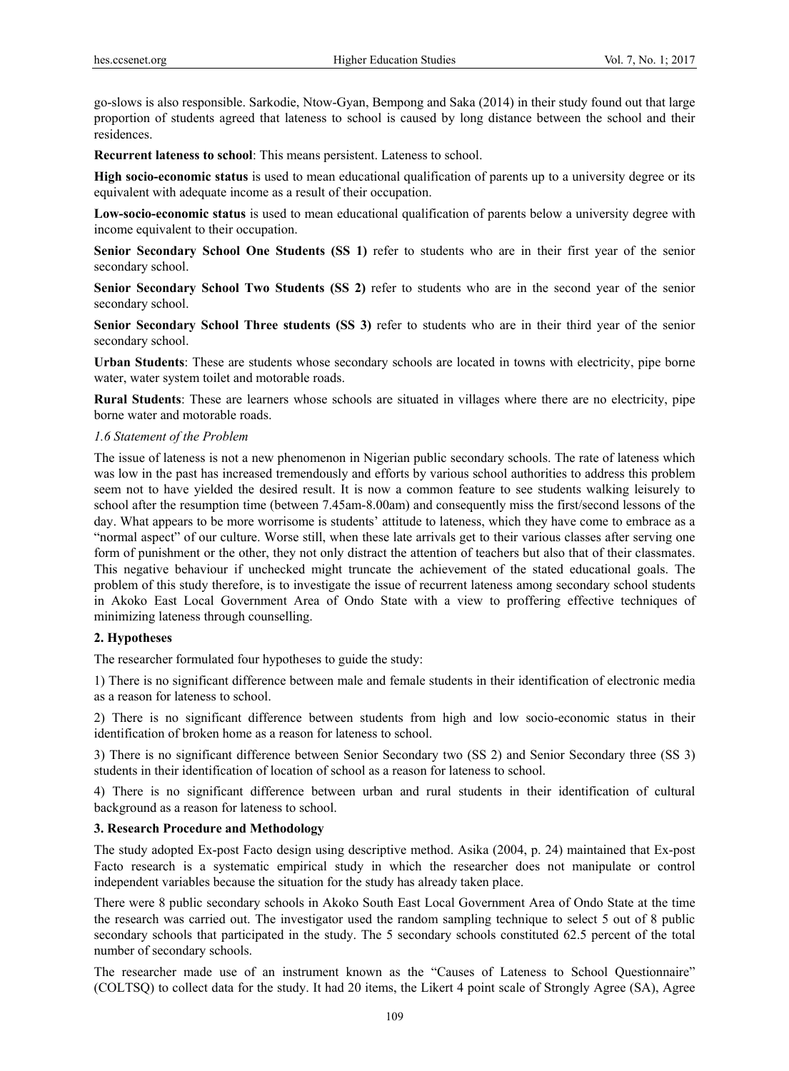go-slows is also responsible. Sarkodie, Ntow-Gyan, Bempong and Saka (2014) in their study found out that large proportion of students agreed that lateness to school is caused by long distance between the school and their residences.

**Recurrent lateness to school**: This means persistent. Lateness to school.

**High socio-economic status** is used to mean educational qualification of parents up to a university degree or its equivalent with adequate income as a result of their occupation.

**Low-socio-economic status** is used to mean educational qualification of parents below a university degree with income equivalent to their occupation.

**Senior Secondary School One Students (SS 1)** refer to students who are in their first year of the senior secondary school.

**Senior Secondary School Two Students (SS 2)** refer to students who are in the second year of the senior secondary school.

**Senior Secondary School Three students (SS 3)** refer to students who are in their third year of the senior secondary school.

**Urban Students**: These are students whose secondary schools are located in towns with electricity, pipe borne water, water system toilet and motorable roads.

**Rural Students**: These are learners whose schools are situated in villages where there are no electricity, pipe borne water and motorable roads.

### *1.6 Statement of the Problem*

The issue of lateness is not a new phenomenon in Nigerian public secondary schools. The rate of lateness which was low in the past has increased tremendously and efforts by various school authorities to address this problem seem not to have yielded the desired result. It is now a common feature to see students walking leisurely to school after the resumption time (between 7.45am-8.00am) and consequently miss the first/second lessons of the day. What appears to be more worrisome is students' attitude to lateness, which they have come to embrace as a "normal aspect" of our culture. Worse still, when these late arrivals get to their various classes after serving one form of punishment or the other, they not only distract the attention of teachers but also that of their classmates. This negative behaviour if unchecked might truncate the achievement of the stated educational goals. The problem of this study therefore, is to investigate the issue of recurrent lateness among secondary school students in Akoko East Local Government Area of Ondo State with a view to proffering effective techniques of minimizing lateness through counselling.

## 2. Hypotheses

The researcher formulated four hypotheses to guide the study:

1) There is no significant difference between male and female students in their identification of electronic media as a reason for lateness to school.

2) There is no significant difference between students from high and low socio-economic status in their identification of broken home as a reason for lateness to school.

3) There is no significant difference between Senior Secondary two (SS 2) and Senior Secondary three (SS 3) students in their identification of location of school as a reason for lateness to school.

4) There is no significant difference between urban and rural students in their identification of cultural background as a reason for lateness to school.

## 3. Research Procedure and Methodology

The study adopted Ex-post Facto design using descriptive method. Asika (2004, p. 24) maintained that Ex-post Facto research is a systematic empirical study in which the researcher does not manipulate or control independent variables because the situation for the study has already taken place.

There were 8 public secondary schools in Akoko South East Local Government Area of Ondo State at the time the research was carried out. The investigator used the random sampling technique to select 5 out of 8 public secondary schools that participated in the study. The 5 secondary schools constituted 62.5 percent of the total number of secondary schools.

The researcher made use of an instrument known as the "Causes of Lateness to School Questionnaire" (COLTSQ) to collect data for the study. It had 20 items, the Likert 4 point scale of Strongly Agree (SA), Agree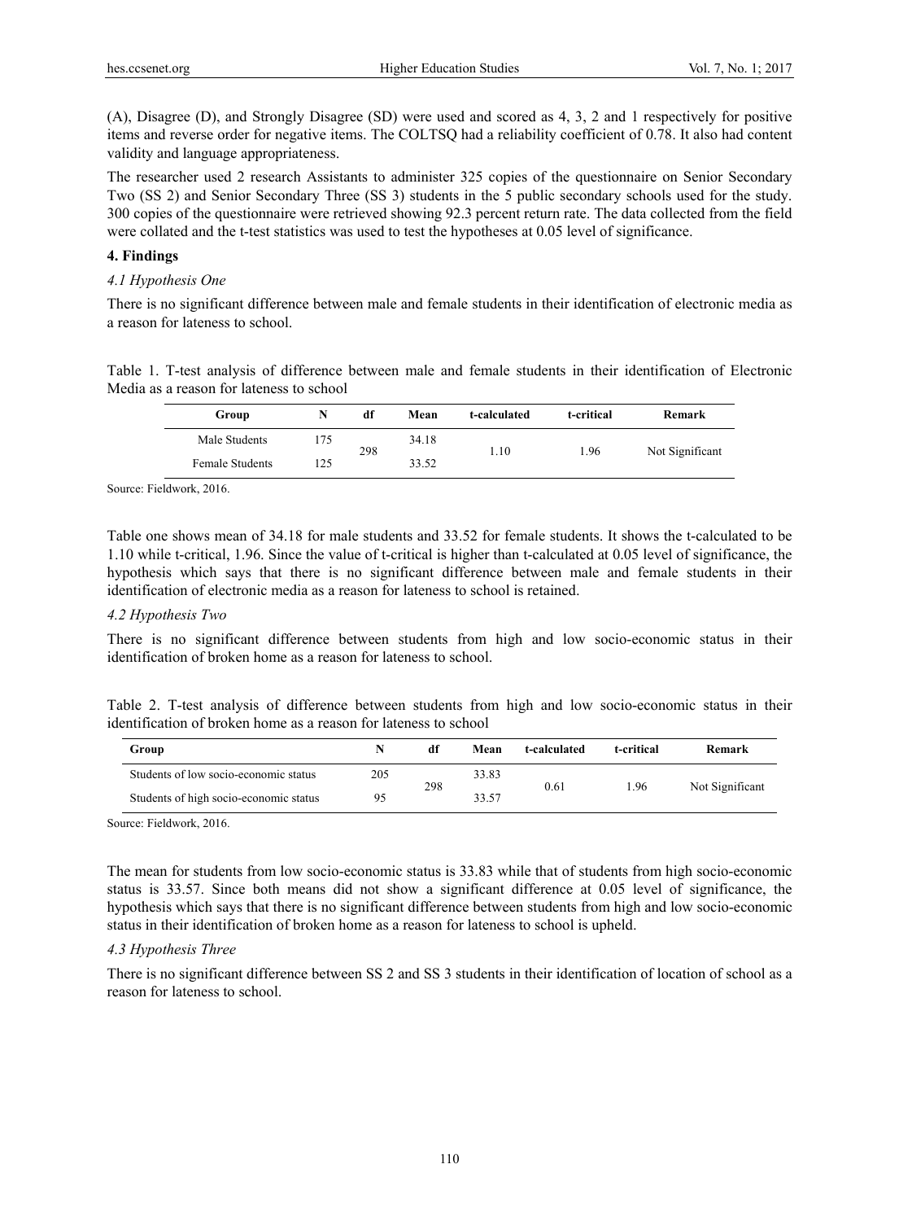(A), Disagree (D), and Strongly Disagree (SD) were used and scored as 4, 3, 2 and 1 respectively for positive items and reverse order for negative items. The COLTSQ had a reliability coefficient of 0.78. It also had content validity and language appropriateness.

The researcher used 2 research Assistants to administer 325 copies of the questionnaire on Senior Secondary Two (SS 2) and Senior Secondary Three (SS 3) students in the 5 public secondary schools used for the study. 300 copies of the questionnaire were retrieved showing 92.3 percent return rate. The data collected from the field were collated and the t-test statistics was used to test the hypotheses at 0.05 level of significance.

## 4. Findings

### *4.1 Hypothesis One*

There is no significant difference between male and female students in their identification of electronic media as a reason for lateness to school.

Table 1. T-test analysis of difference between male and female students in their identification of Electronic Media as a reason for lateness to school

| Group | N | df | Mean | t-calculated | t-critical | Remark |
|---|---|---|---|---|---|---|
| Male Students | 175 | 298 | 34.18 | 1.10 | 1.96 | Not Significant |
| Female Students | 125 | | 33.52 | | | |

Source: Fieldwork, 2016.

Table one shows mean of 34.18 for male students and 33.52 for female students. It shows the t-calculated to be 1.10 while t-critical, 1.96. Since the value of t-critical is higher than t-calculated at 0.05 level of significance, the hypothesis which says that there is no significant difference between male and female students in their identification of electronic media as a reason for lateness to school is retained.

### *4.2 Hypothesis Two*

There is no significant difference between students from high and low socio-economic status in their identification of broken home as a reason for lateness to school.

Table 2. T-test analysis of difference between students from high and low socio-economic status in their identification of broken home as a reason for lateness to school

| Group | N | df | Mean | t-calculated | t-critical | Remark |
|---|---|---|---|---|---|---|
| Students of low socio-economic status | 205 | 298 | 33.83 | 0.61 | 1.96 | Not Significant |
| Students of high socio-economic status | 95 | | 33.57 | | | |

Source: Fieldwork, 2016.

The mean for students from low socio-economic status is 33.83 while that of students from high socio-economic status is 33.57. Since both means did not show a significant difference at 0.05 level of significance, the hypothesis which says that there is no significant difference between students from high and low socio-economic status in their identification of broken home as a reason for lateness to school is upheld.

### *4.3 Hypothesis Three*

There is no significant difference between SS 2 and SS 3 students in their identification of location of school as a reason for lateness to school.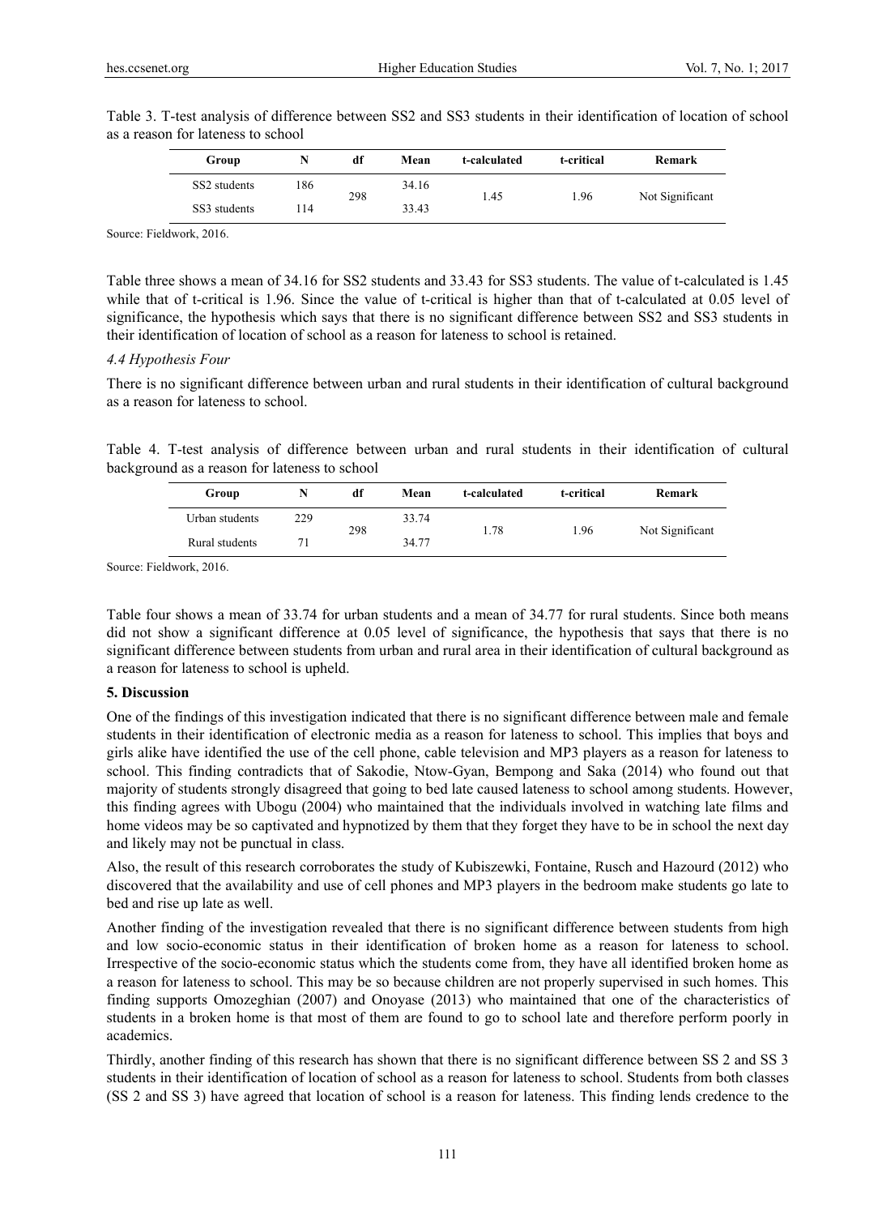Table 3. T-test analysis of difference between SS2 and SS3 students in their identification of location of school as a reason for lateness to school

| Group | N | df | Mean | t-calculated | t-critical | Remark |
|---|---|---|---|---|---|---|
| SS2 students | 186 | 298 | 34.16 | 1.45 | 1.96 | Not Significant |
| SS3 students | 114 | | 33.43 | | | |

Source: Fieldwork, 2016.

Table three shows a mean of 34.16 for SS2 students and 33.43 for SS3 students. The value of t-calculated is 1.45 while that of t-critical is 1.96. Since the value of t-critical is higher than that of t-calculated at 0.05 level of significance, the hypothesis which says that there is no significant difference between SS2 and SS3 students in their identification of location of school as a reason for lateness to school is retained.

### *4.4 Hypothesis Four*

There is no significant difference between urban and rural students in their identification of cultural background as a reason for lateness to school.

Table 4. T-test analysis of difference between urban and rural students in their identification of cultural background as a reason for lateness to school

| Group | N | df | Mean | t-calculated | t-critical | Remark |
|---|---|---|---|---|---|---|
| Urban students | 229 | 298 | 33.74 | 1.78 | 1.96 | Not Significant |
| Rural students | 71 | | 34.77 | | | |

Source: Fieldwork, 2016.

Table four shows a mean of 33.74 for urban students and a mean of 34.77 for rural students. Since both means did not show a significant difference at 0.05 level of significance, the hypothesis that says that there is no significant difference between students from urban and rural area in their identification of cultural background as a reason for lateness to school is upheld.

## 5. Discussion

One of the findings of this investigation indicated that there is no significant difference between male and female students in their identification of electronic media as a reason for lateness to school. This implies that boys and girls alike have identified the use of the cell phone, cable television and MP3 players as a reason for lateness to school. This finding contradicts that of Sakodie, Ntow-Gyan, Bempong and Saka (2014) who found out that majority of students strongly disagreed that going to bed late caused lateness to school among students. However, this finding agrees with Ubogu (2004) who maintained that the individuals involved in watching late films and home videos may be so captivated and hypnotized by them that they forget they have to be in school the next day and likely may not be punctual in class.

Also, the result of this research corroborates the study of Kubiszewki, Fontaine, Rusch and Hazourd (2012) who discovered that the availability and use of cell phones and MP3 players in the bedroom make students go late to bed and rise up late as well.

Another finding of the investigation revealed that there is no significant difference between students from high and low socio-economic status in their identification of broken home as a reason for lateness to school. Irrespective of the socio-economic status which the students come from, they have all identified broken home as a reason for lateness to school. This may be so because children are not properly supervised in such homes. This finding supports Omozeghian (2007) and Onoyase (2013) who maintained that one of the characteristics of students in a broken home is that most of them are found to go to school late and therefore perform poorly in academics.

Thirdly, another finding of this research has shown that there is no significant difference between SS 2 and SS 3 students in their identification of location of school as a reason for lateness to school. Students from both classes (SS 2 and SS 3) have agreed that location of school is a reason for lateness. This finding lends credence to the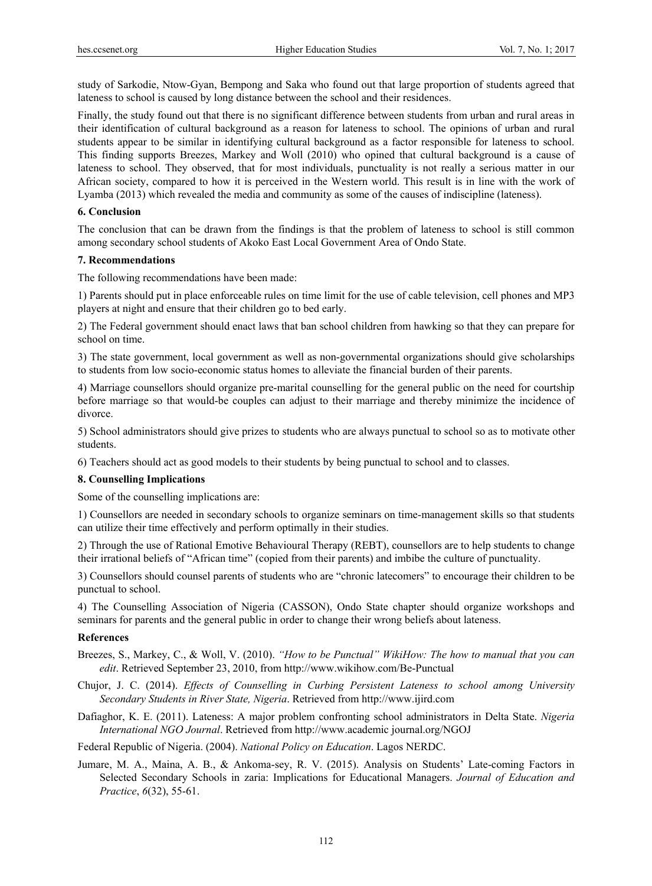study of Sarkodie, Ntow-Gyan, Bempong and Saka who found out that large proportion of students agreed that lateness to school is caused by long distance between the school and their residences.

Finally, the study found out that there is no significant difference between students from urban and rural areas in their identification of cultural background as a reason for lateness to school. The opinions of urban and rural students appear to be similar in identifying cultural background as a factor responsible for lateness to school. This finding supports Breezes, Markey and Woll (2010) who opined that cultural background is a cause of lateness to school. They observed, that for most individuals, punctuality is not really a serious matter in our African society, compared to how it is perceived in the Western world. This result is in line with the work of Lyamba (2013) which revealed the media and community as some of the causes of indiscipline (lateness).

## 6. Conclusion

The conclusion that can be drawn from the findings is that the problem of lateness to school is still common among secondary school students of Akoko East Local Government Area of Ondo State.

## 7. Recommendations

The following recommendations have been made:

1) Parents should put in place enforceable rules on time limit for the use of cable television, cell phones and MP3 players at night and ensure that their children go to bed early.

2) The Federal government should enact laws that ban school children from hawking so that they can prepare for school on time.

3) The state government, local government as well as non-governmental organizations should give scholarships to students from low socio-economic status homes to alleviate the financial burden of their parents.

4) Marriage counsellors should organize pre-marital counselling for the general public on the need for courtship before marriage so that would-be couples can adjust to their marriage and thereby minimize the incidence of divorce.

5) School administrators should give prizes to students who are always punctual to school so as to motivate other students.

6) Teachers should act as good models to their students by being punctual to school and to classes.

## 8. Counselling Implications

Some of the counselling implications are:

1) Counsellors are needed in secondary schools to organize seminars on time-management skills so that students can utilize their time effectively and perform optimally in their studies.

2) Through the use of Rational Emotive Behavioural Therapy (REBT), counsellors are to help students to change their irrational beliefs of "African time" (copied from their parents) and imbibe the culture of punctuality.

3) Counsellors should counsel parents of students who are "chronic latecomers" to encourage their children to be punctual to school.

4) The Counselling Association of Nigeria (CASSON), Ondo State chapter should organize workshops and seminars for parents and the general public in order to change their wrong beliefs about lateness.

## References

Breezes, S., Markey, C., & Woll, V. (2010). *"How to be Punctual" WikiHow: The how to manual that you can edit*. Retrieved September 23, 2010, from http://www.wikihow.com/Be-Punctual

Chujor, J. C. (2014). *Effects of Counselling in Curbing Persistent Lateness to school among University Secondary Students in River State, Nigeria*. Retrieved from http://www.ijird.com

Dafiaghor, K. E. (2011). Lateness: A major problem confronting school administrators in Delta State. *Nigeria International NGO Journal*. Retrieved from http://www.academic journal.org/NGOJ

Federal Republic of Nigeria. (2004). *National Policy on Education*. Lagos NERDC.

Jumare, M. A., Maina, A. B., & Ankoma-sey, R. V. (2015). Analysis on Students' Late-coming Factors in Selected Secondary Schools in zaria: Implications for Educational Managers. *Journal of Education and Practice*, *6*(32), 55-61.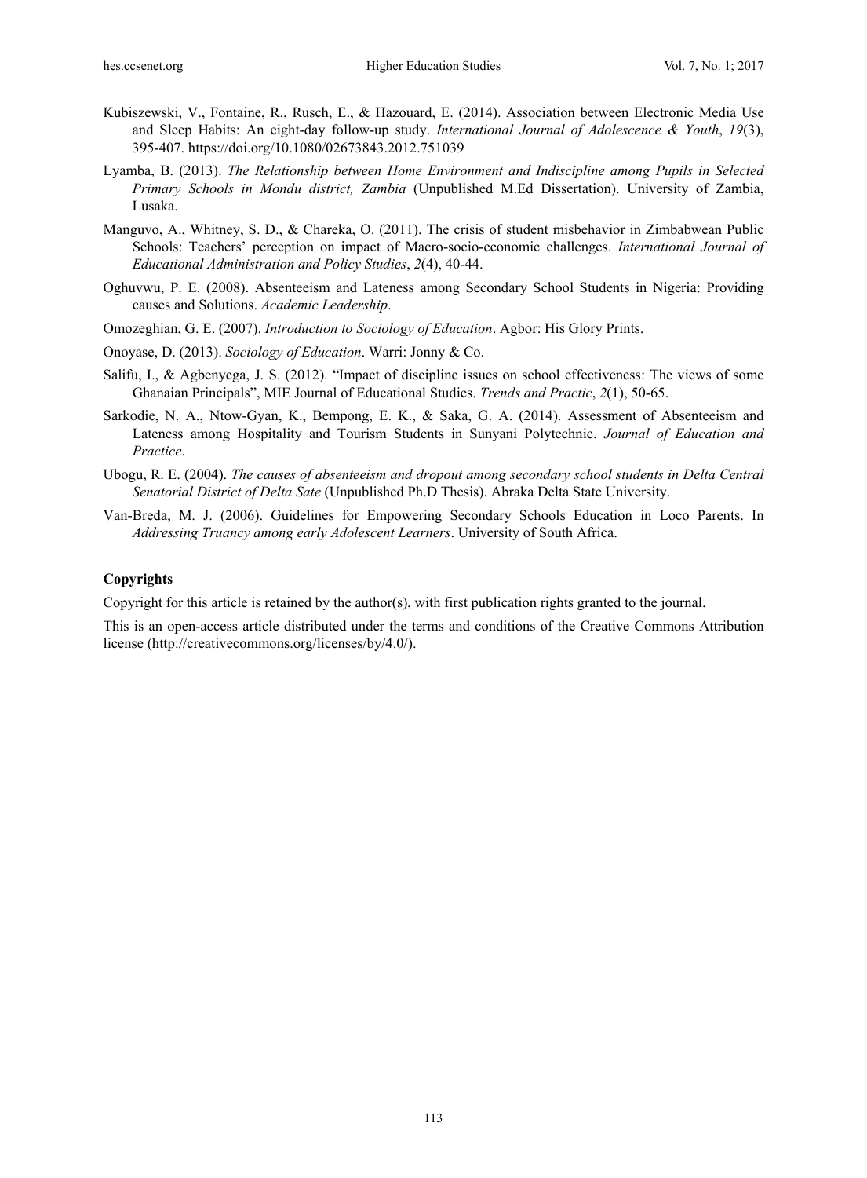Kubiszewski, V., Fontaine, R., Rusch, E., & Hazouard, E. (2014). Association between Electronic Media Use and Sleep Habits: An eight-day follow-up study. *International Journal of Adolescence & Youth*, *19*(3), 395-407. https://doi.org/10.1080/02673843.2012.751039

Lyamba, B. (2013). *The Relationship between Home Environment and Indiscipline among Pupils in Selected Primary Schools in Mondu district, Zambia* (Unpublished M.Ed Dissertation). University of Zambia, Lusaka.

Manguvo, A., Whitney, S. D., & Chareka, O. (2011). The crisis of student misbehavior in Zimbabwean Public Schools: Teachers' perception on impact of Macro-socio-economic challenges. *International Journal of Educational Administration and Policy Studies*, *2*(4), 40-44.

Oghuvwu, P. E. (2008). Absenteeism and Lateness among Secondary School Students in Nigeria: Providing causes and Solutions. *Academic Leadership*.

Omozeghian, G. E. (2007). *Introduction to Sociology of Education*. Agbor: His Glory Prints.

Onoyase, D. (2013). *Sociology of Education*. Warri: Jonny & Co.

Salifu, I., & Agbenyega, J. S. (2012). "Impact of discipline issues on school effectiveness: The views of some Ghanaian Principals", MIE Journal of Educational Studies. *Trends and Practic*, *2*(1), 50-65.

Sarkodie, N. A., Ntow-Gyan, K., Bempong, E. K., & Saka, G. A. (2014). Assessment of Absenteeism and Lateness among Hospitality and Tourism Students in Sunyani Polytechnic. *Journal of Education and Practice*.

Ubogu, R. E. (2004). *The causes of absenteeism and dropout among secondary school students in Delta Central Senatorial District of Delta Sate* (Unpublished Ph.D Thesis). Abraka Delta State University.

Van-Breda, M. J. (2006). Guidelines for Empowering Secondary Schools Education in Loco Parents. In *Addressing Truancy among early Adolescent Learners*. University of South Africa.

### Copyrights

Copyright for this article is retained by the author(s), with first publication rights granted to the journal.

This is an open-access article distributed under the terms and conditions of the Creative Commons Attribution license (http://creativecommons.org/licenses/by/4.0/).